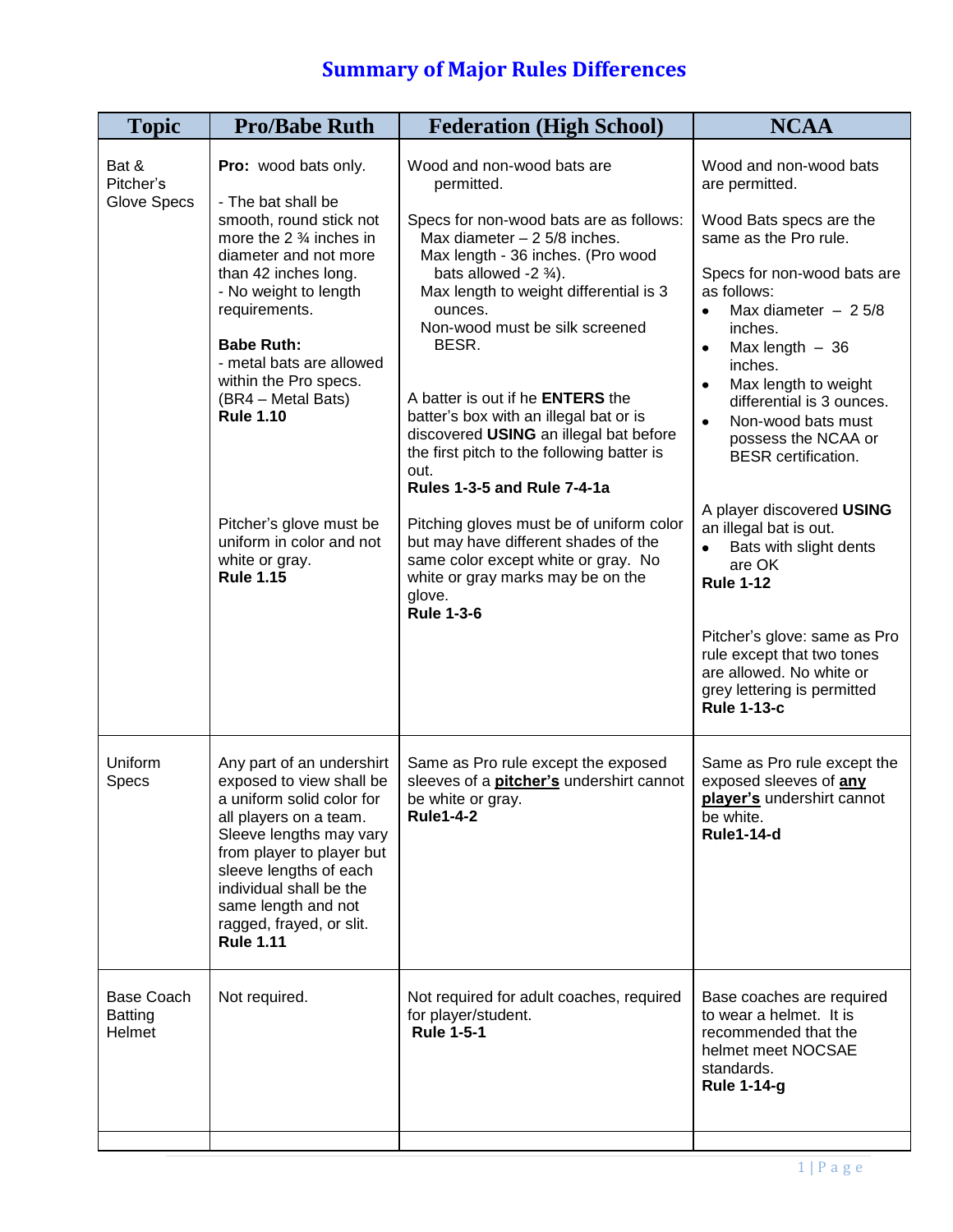# Summary of Major Rules Differences

| Topic | Pro/Babe Ruth | Federation (High School) | NCAA |
|---|---|---|---|
| Bat & Pitcher's Glove Specs | **Pro:** wood bats only.<br><br>- The bat shall be smooth, round stick not more the 2 ¾ inches in diameter and not more than 42 inches long.<br>- No weight to length requirements.<br><br>**Babe Ruth:**<br>- metal bats are allowed within the Pro specs. (BR4 – Metal Bats)<br>**Rule 1.10**<br><br>Pitcher's glove must be uniform in color and not white or gray.<br>**Rule 1.15** | Wood and non-wood bats are permitted.<br><br>Specs for non-wood bats are as follows:<br>Max diameter – 2 5/8 inches.<br>Max length - 36 inches. (Pro wood bats allowed -2 ¾).<br>Max length to weight differential is 3 ounces.<br>Non-wood must be silk screened BESR.<br><br>A batter is out if he **ENTERS** the batter's box with an illegal bat or is discovered **USING** an illegal bat before the first pitch to the following batter is out.<br>**Rules 1-3-5 and Rule 7-4-1a**<br><br>Pitching gloves must be of uniform color but may have different shades of the same color except white or gray. No white or gray marks may be on the glove.<br>**Rule 1-3-6** | Wood and non-wood bats are permitted.<br><br>Wood Bats specs are the same as the Pro rule.<br><br>Specs for non-wood bats are as follows:<br>• Max diameter – 2 5/8 inches.<br>• Max length – 36 inches.<br>• Max length to weight differential is 3 ounces.<br>• Non-wood bats must possess the NCAA or BESR certification.<br><br>A player discovered **USING** an illegal bat is out.<br>• Bats with slight dents are OK<br>**Rule 1-12**<br><br>Pitcher's glove: same as Pro rule except that two tones are allowed. No white or grey lettering is permitted<br>**Rule 1-13-c** |
| Uniform Specs | Any part of an undershirt exposed to view shall be a uniform solid color for all players on a team. Sleeve lengths may vary from player to player but sleeve lengths of each individual shall be the same length and not ragged, frayed, or slit.<br>**Rule 1.11** | Same as Pro rule except the exposed sleeves of a **pitcher's** undershirt cannot be white or gray.<br>**Rule1-4-2** | Same as Pro rule except the exposed sleeves of **any player's** undershirt cannot be white.<br>**Rule1-14-d** |
| Base Coach Batting Helmet | Not required. | Not required for adult coaches, required for player/student.<br>**Rule 1-5-1** | Base coaches are required to wear a helmet. It is recommended that the helmet meet NOCSAE standards.<br>**Rule 1-14-g** |
| | | | |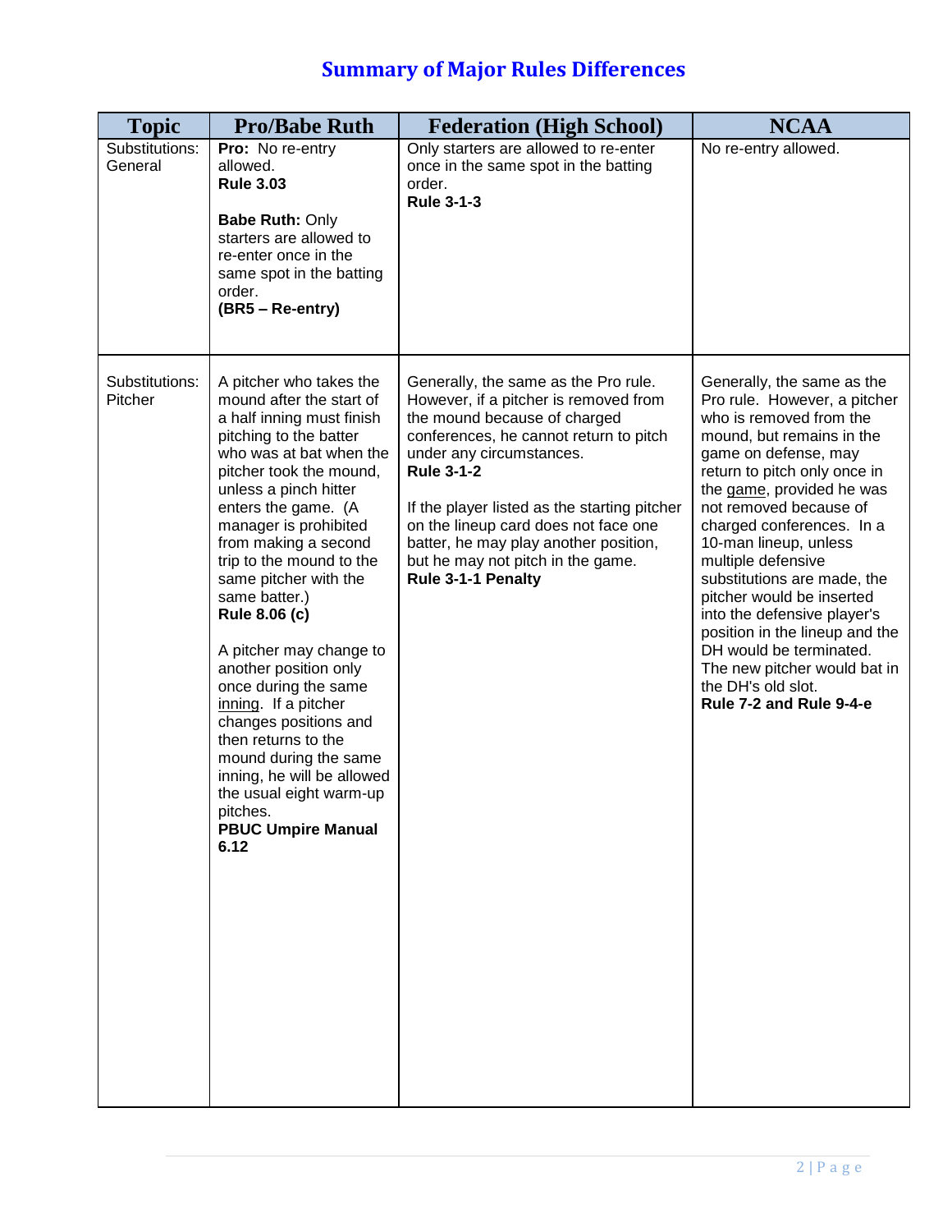# Summary of Major Rules Differences

| Topic | Pro/Babe Ruth | Federation (High School) | NCAA |
|---|---|---|---|
| Substitutions: General | **Pro:** No re-entry allowed. **Rule 3.03**<br><br>**Babe Ruth:** Only starters are allowed to re-enter once in the same spot in the batting order. **(BR5 – Re-entry)** | Only starters are allowed to re-enter once in the same spot in the batting order. **Rule 3-1-3** | No re-entry allowed. |
| Substitutions: Pitcher | A pitcher who takes the mound after the start of a half inning must finish pitching to the batter who was at bat when the pitcher took the mound, unless a pinch hitter enters the game. (A manager is prohibited from making a second trip to the mound to the same pitcher with the same batter.) **Rule 8.06 (c)**<br><br>A pitcher may change to another position only once during the same inning. If a pitcher changes positions and then returns to the mound during the same inning, he will be allowed the usual eight warm-up pitches. **PBUC Umpire Manual 6.12** | Generally, the same as the Pro rule. However, if a pitcher is removed from the mound because of charged conferences, he cannot return to pitch under any circumstances. **Rule 3-1-2**<br><br>If the player listed as the starting pitcher on the lineup card does not face one batter, he may play another position, but he may not pitch in the game. **Rule 3-1-1 Penalty** | Generally, the same as the Pro rule. However, a pitcher who is removed from the mound, but remains in the game on defense, may return to pitch only once in the game, provided he was not removed because of charged conferences. In a 10-man lineup, unless multiple defensive substitutions are made, the pitcher would be inserted into the defensive player's position in the lineup and the DH would be terminated. The new pitcher would bat in the DH's old slot. **Rule 7-2 and Rule 9-4-e** |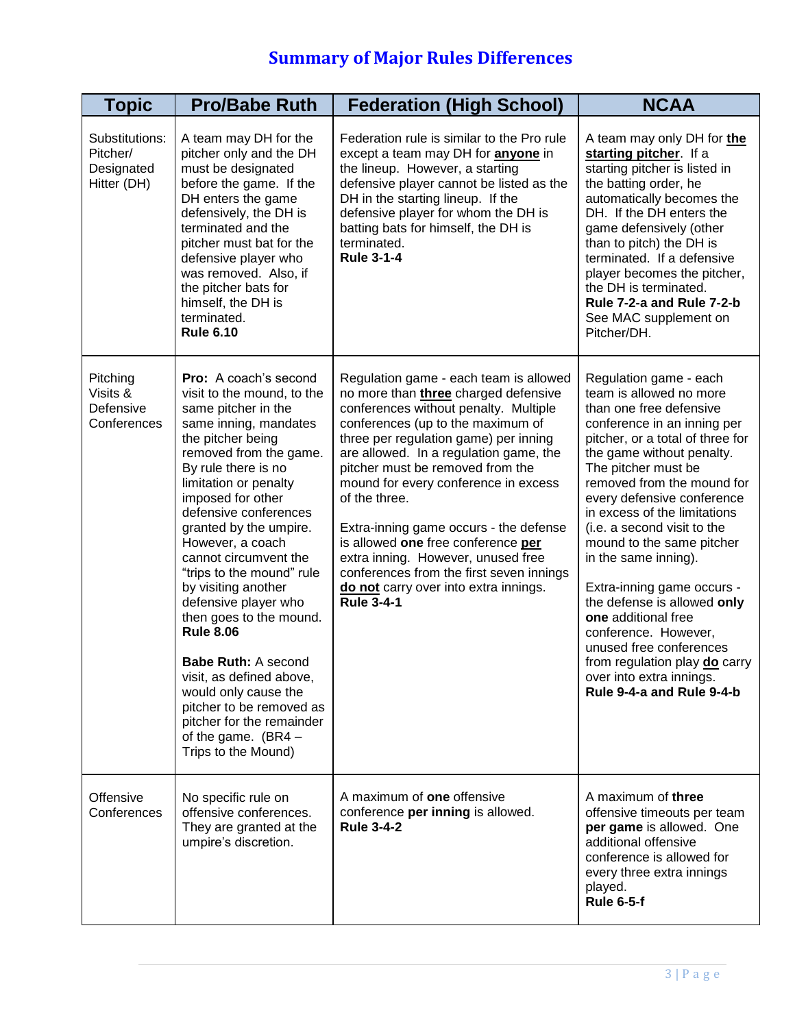# Summary of Major Rules Differences

| Topic | Pro/Babe Ruth | Federation (High School) | NCAA |
|---|---|---|---|
| Substitutions: Pitcher/ Designated Hitter (DH) | A team may DH for the pitcher only and the DH must be designated before the game. If the DH enters the game defensively, the DH is terminated and the pitcher must bat for the defensive player who was removed. Also, if the pitcher bats for himself, the DH is terminated. **Rule 6.10** | Federation rule is similar to the Pro rule except a team may DH for **anyone** in the lineup. However, a starting defensive player cannot be listed as the DH in the starting lineup. If the defensive player for whom the DH is batting bats for himself, the DH is terminated. **Rule 3-1-4** | A team may only DH for **the starting pitcher**. If a starting pitcher is listed in the batting order, he automatically becomes the DH. If the DH enters the game defensively (other than to pitch) the DH is terminated. If a defensive player becomes the pitcher, the DH is terminated. **Rule 7-2-a and Rule 7-2-b** See MAC supplement on Pitcher/DH. |
| Pitching Visits & Defensive Conferences | **Pro:** A coach's second visit to the mound, to the same pitcher in the same inning, mandates the pitcher being removed from the game. By rule there is no limitation or penalty imposed for other defensive conferences granted by the umpire. However, a coach cannot circumvent the "trips to the mound" rule by visiting another defensive player who then goes to the mound. **Rule 8.06**<br><br>**Babe Ruth:** A second visit, as defined above, would only cause the pitcher to be removed as pitcher for the remainder of the game. (BR4 – Trips to the Mound) | Regulation game - each team is allowed no more than **three** charged defensive conferences without penalty. Multiple conferences (up to the maximum of three per regulation game) per inning are allowed. In a regulation game, the pitcher must be removed from the mound for every conference in excess of the three.<br><br>Extra-inning game occurs - the defense is allowed **one** free conference **per** extra inning. However, unused free conferences from the first seven innings **do not** carry over into extra innings. **Rule 3-4-1** | Regulation game - each team is allowed no more than one free defensive conference in an inning per pitcher, or a total of three for the game without penalty. The pitcher must be removed from the mound for every defensive conference in excess of the limitations (i.e. a second visit to the mound to the same pitcher in the same inning).<br><br>Extra-inning game occurs - the defense is allowed **only one** additional free conference. However, unused free conferences from regulation play **do** carry over into extra innings. **Rule 9-4-a and Rule 9-4-b** |
| Offensive Conferences | No specific rule on offensive conferences. They are granted at the umpire's discretion. | A maximum of **one** offensive conference **per inning** is allowed. **Rule 3-4-2** | A maximum of **three** offensive timeouts per team **per game** is allowed. One additional offensive conference is allowed for every three extra innings played. **Rule 6-5-f** |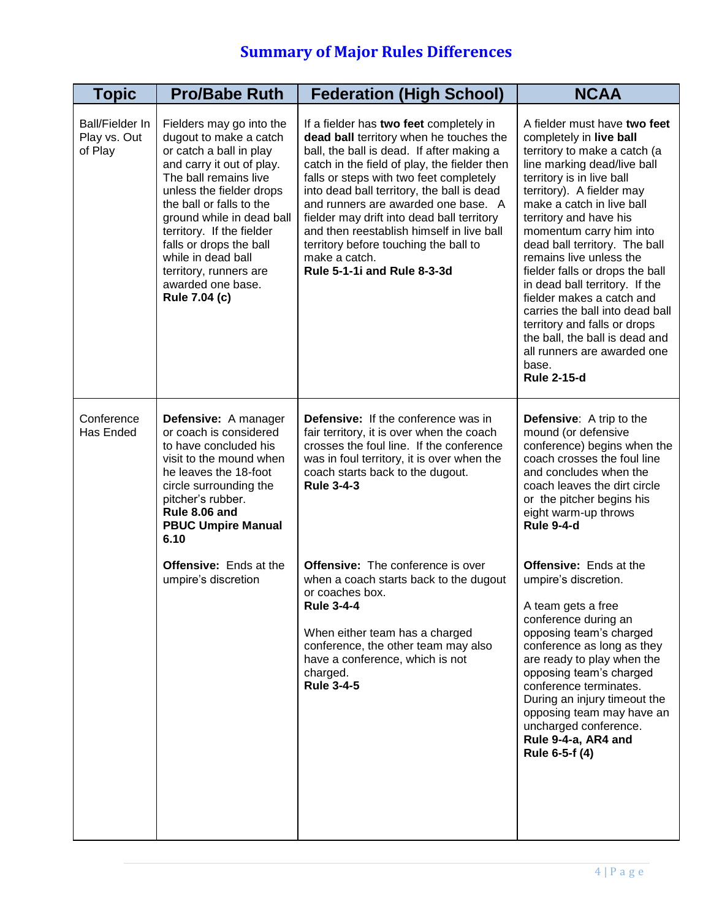# Summary of Major Rules Differences

| Topic | Pro/Babe Ruth | Federation (High School) | NCAA |
|---|---|---|---|
| Ball/Fielder In Play vs. Out of Play | Fielders may go into the dugout to make a catch or catch a ball in play and carry it out of play. The ball remains live unless the fielder drops the ball or falls to the ground while in dead ball territory. If the fielder falls or drops the ball while in dead ball territory, runners are awarded one base. **Rule 7.04 (c)** | If a fielder has **two feet** completely in **dead ball** territory when he touches the ball, the ball is dead. If after making a catch in the field of play, the fielder then falls or steps with two feet completely into dead ball territory, the ball is dead and runners are awarded one base. A fielder may drift into dead ball territory and then reestablish himself in live ball territory before touching the ball to make a catch. **Rule 5-1-1i and Rule 8-3-3d** | A fielder must have **two feet** completely in **live ball** territory to make a catch (a line marking dead/live ball territory is in live ball territory). A fielder may make a catch in live ball territory and have his momentum carry him into dead ball territory. The ball remains live unless the fielder falls or drops the ball in dead ball territory. If the fielder makes a catch and carries the ball into dead ball territory and falls or drops the ball, the ball is dead and all runners are awarded one base. **Rule 2-15-d** |
| Conference Has Ended | **Defensive:** A manager or coach is considered to have concluded his visit to the mound when he leaves the 18-foot circle surrounding the pitcher's rubber. **Rule 8.06 and PBUC Umpire Manual 6.10**<br><br>**Offensive:** Ends at the umpire's discretion | **Defensive:** If the conference was in fair territory, it is over when the coach crosses the foul line. If the conference was in foul territory, it is over when the coach starts back to the dugout. **Rule 3-4-3**<br><br>**Offensive:** The conference is over when a coach starts back to the dugout or coaches box. **Rule 3-4-4**<br><br>When either team has a charged conference, the other team may also have a conference, which is not charged. **Rule 3-4-5** | **Defensive**: A trip to the mound (or defensive conference) begins when the coach crosses the foul line and concludes when the coach leaves the dirt circle or the pitcher begins his eight warm-up throws **Rule 9-4-d**<br><br>**Offensive:** Ends at the umpire's discretion.<br><br>A team gets a free conference during an opposing team's charged conference as long as they are ready to play when the opposing team's charged conference terminates. During an injury timeout the opposing team may have an uncharged conference. **Rule 9-4-a, AR4 and Rule 6-5-f (4)** |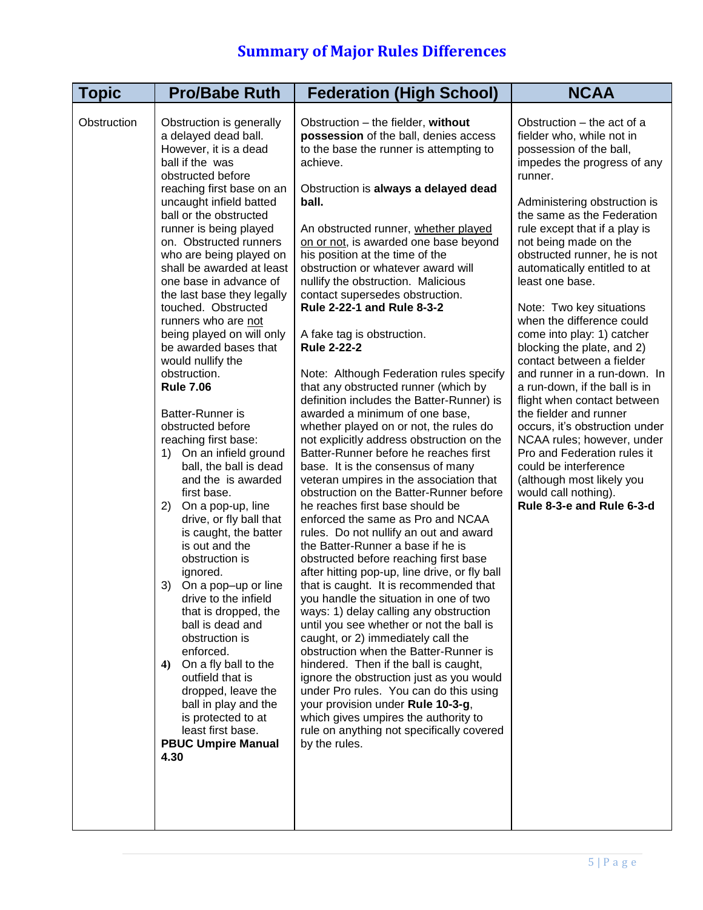# Summary of Major Rules Differences

| Topic | Pro/Babe Ruth | Federation (High School) | NCAA |
|---|---|---|---|
| Obstruction | Obstruction is generally a delayed dead ball. However, it is a dead ball if the was obstructed before reaching first base on an uncaught infield batted ball or the obstructed runner is being played on. Obstructed runners who are being played on shall be awarded at least one base in advance of the last base they legally touched. Obstructed runners who are not being played on will only be awarded bases that would nullify the obstruction. **Rule 7.06**<br><br>Batter-Runner is obstructed before reaching first base:<br>1) On an infield ground ball, the ball is dead and the is awarded first base.<br>2) On a pop-up, line drive, or fly ball that is caught, the batter is out and the obstruction is ignored.<br>3) On a pop–up or line drive to the infield that is dropped, the ball is dead and obstruction is enforced.<br>**4)** On a fly ball to the outfield that is dropped, leave the ball in play and the is protected to at least first base.<br>**PBUC Umpire Manual 4.30** | Obstruction – the fielder, **without possession** of the ball, denies access to the base the runner is attempting to achieve.<br><br>Obstruction is **always a delayed dead ball.**<br><br>An obstructed runner, whether played on or not, is awarded one base beyond his position at the time of the obstruction or whatever award will nullify the obstruction. Malicious contact supersedes obstruction. **Rule 2-22-1 and Rule 8-3-2**<br><br>A fake tag is obstruction. **Rule 2-22-2**<br><br>Note: Although Federation rules specify that any obstructed runner (which by definition includes the Batter-Runner) is awarded a minimum of one base, whether played on or not, the rules do not explicitly address obstruction on the Batter-Runner before he reaches first base. It is the consensus of many veteran umpires in the association that obstruction on the Batter-Runner before he reaches first base should be enforced the same as Pro and NCAA rules. Do not nullify an out and award the Batter-Runner a base if he is obstructed before reaching first base after hitting pop-up, line drive, or fly ball that is caught. It is recommended that you handle the situation in one of two ways: 1) delay calling any obstruction until you see whether or not the ball is caught, or 2) immediately call the obstruction when the Batter-Runner is hindered. Then if the ball is caught, ignore the obstruction just as you would under Pro rules. You can do this using your provision under **Rule 10-3-g**, which gives umpires the authority to rule on anything not specifically covered by the rules. | Obstruction – the act of a fielder who, while not in possession of the ball, impedes the progress of any runner.<br><br>Administering obstruction is the same as the Federation rule except that if a play is not being made on the obstructed runner, he is not automatically entitled to at least one base.<br><br>Note: Two key situations when the difference could come into play: 1) catcher blocking the plate, and 2) contact between a fielder and runner in a run-down. In a run-down, if the ball is in flight when contact between the fielder and runner occurs, it's obstruction under NCAA rules; however, under Pro and Federation rules it could be interference (although most likely you would call nothing). **Rule 8-3-e and Rule 6-3-d** |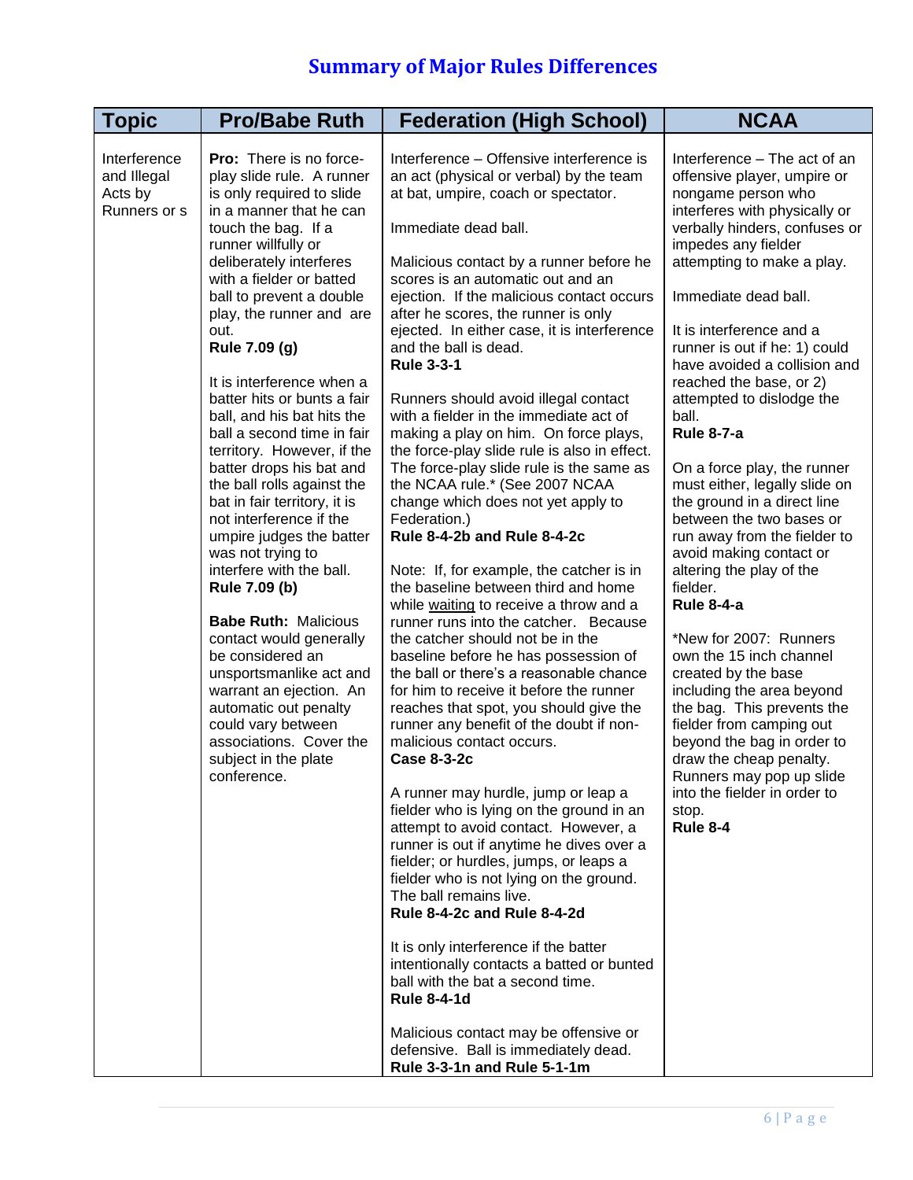## Summary of Major Rules Differences

| Topic | Pro/Babe Ruth | Federation (High School) | NCAA |
|---|---|---|---|
| Interference and Illegal Acts by Runners or s | **Pro:** There is no force-play slide rule. A runner is only required to slide in a manner that he can touch the bag. If a runner willfully or deliberately interferes with a fielder or batted ball to prevent a double play, the runner and are out.<br>**Rule 7.09 (g)**<br><br>It is interference when a batter hits or bunts a fair ball, and his bat hits the ball a second time in fair territory. However, if the batter drops his bat and the ball rolls against the bat in fair territory, it is not interference if the umpire judges the batter was not trying to interfere with the ball.<br>**Rule 7.09 (b)**<br><br>**Babe Ruth:** Malicious contact would generally be considered an unsportsmanlike act and warrant an ejection. An automatic out penalty could vary between associations. Cover the subject in the plate conference. | Interference – Offensive interference is an act (physical or verbal) by the team at bat, umpire, coach or spectator.<br><br>Immediate dead ball.<br><br>Malicious contact by a runner before he scores is an automatic out and an ejection. If the malicious contact occurs after he scores, the runner is only ejected. In either case, it is interference and the ball is dead.<br>**Rule 3-3-1**<br><br>Runners should avoid illegal contact with a fielder in the immediate act of making a play on him. On force plays, the force-play slide rule is also in effect. The force-play slide rule is the same as the NCAA rule.* (See 2007 NCAA change which does not yet apply to Federation.)<br>**Rule 8-4-2b and Rule 8-4-2c**<br><br>Note: If, for example, the catcher is in the baseline between third and home while waiting to receive a throw and a runner runs into the catcher. Because the catcher should not be in the baseline before he has possession of the ball or there's a reasonable chance for him to receive it before the runner reaches that spot, you should give the runner any benefit of the doubt if non-malicious contact occurs.<br>**Case 8-3-2c**<br><br>A runner may hurdle, jump or leap a fielder who is lying on the ground in an attempt to avoid contact. However, a runner is out if anytime he dives over a fielder; or hurdles, jumps, or leaps a fielder who is not lying on the ground. The ball remains live.<br>**Rule 8-4-2c and Rule 8-4-2d**<br><br>It is only interference if the batter intentionally contacts a batted or bunted ball with the bat a second time.<br>**Rule 8-4-1d**<br><br>Malicious contact may be offensive or defensive. Ball is immediately dead.<br>**Rule 3-3-1n and Rule 5-1-1m** | Interference – The act of an offensive player, umpire or nongame person who interferes with physically or verbally hinders, confuses or impedes any fielder attempting to make a play.<br><br>Immediate dead ball.<br><br>It is interference and a runner is out if he: 1) could have avoided a collision and reached the base, or 2) attempted to dislodge the ball.<br>**Rule 8-7-a**<br><br>On a force play, the runner must either, legally slide on the ground in a direct line between the two bases or run away from the fielder to avoid making contact or altering the play of the fielder.<br>**Rule 8-4-a**<br><br>*New for 2007: Runners own the 15 inch channel created by the base including the area beyond the bag. This prevents the fielder from camping out beyond the bag in order to draw the cheap penalty. Runners may pop up slide into the fielder in order to stop.<br>**Rule 8-4** |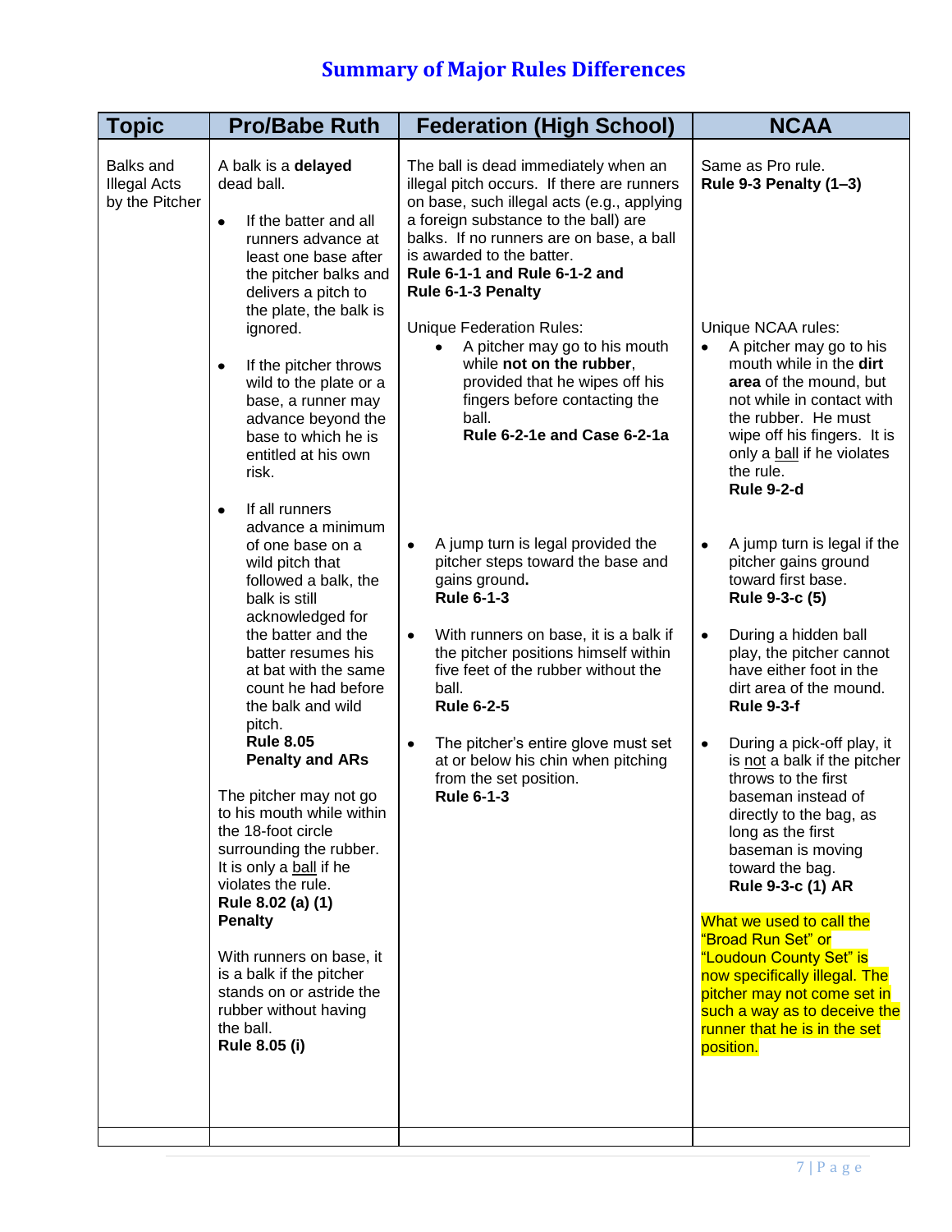# Summary of Major Rules Differences

| Topic | Pro/Babe Ruth | Federation (High School) | NCAA |
|---|---|---|---|
| Balks and Illegal Acts by the Pitcher | A balk is a **delayed** dead ball.<br><br>• If the batter and all runners advance at least one base after the pitcher balks and delivers a pitch to the plate, the balk is ignored.<br><br>• If the pitcher throws wild to the plate or a base, a runner may advance beyond the base to which he is entitled at his own risk.<br><br>• If all runners advance a minimum of one base on a wild pitch that followed a balk, the balk is still acknowledged for the batter and the batter resumes his at bat with the same count he had before the balk and wild pitch. **Rule 8.05 Penalty and ARs**<br><br>The pitcher may not go to his mouth while within the 18-foot circle surrounding the rubber. It is only a <u>ball</u> if he violates the rule. **Rule 8.02 (a) (1) Penalty**<br><br>With runners on base, it is a balk if the pitcher stands on or astride the rubber without having the ball. **Rule 8.05 (i)** | The ball is dead immediately when an illegal pitch occurs. If there are runners on base, such illegal acts (e.g., applying a foreign substance to the ball) are balks. If no runners are on base, a ball is awarded to the batter. **Rule 6-1-1 and Rule 6-1-2 and Rule 6-1-3 Penalty**<br><br>Unique Federation Rules:<br>• A pitcher may go to his mouth while **not on the rubber**, provided that he wipes off his fingers before contacting the ball. **Rule 6-2-1e and Case 6-2-1a**<br><br>• A jump turn is legal provided the pitcher steps toward the base and gains ground**.** **Rule 6-1-3**<br><br>• With runners on base, it is a balk if the pitcher positions himself within five feet of the rubber without the ball. **Rule 6-2-5**<br><br>• The pitcher's entire glove must set at or below his chin when pitching from the set position. **Rule 6-1-3** | Same as Pro rule. **Rule 9-3 Penalty (1–3)**<br><br>Unique NCAA rules:<br>• A pitcher may go to his mouth while in the **dirt area** of the mound, but not while in contact with the rubber. He must wipe off his fingers. It is only a <u>ball</u> if he violates the rule. **Rule 9-2-d**<br><br>• A jump turn is legal if the pitcher gains ground toward first base. **Rule 9-3-c (5)**<br><br>• During a hidden ball play, the pitcher cannot have either foot in the dirt area of the mound. **Rule 9-3-f**<br><br>• During a pick-off play, it is <u>not</u> a balk if the pitcher throws to the first baseman instead of directly to the bag, as long as the first baseman is moving toward the bag. **Rule 9-3-c (1) AR**<br><br>What we used to call the "Broad Run Set" or "Loudoun County Set" is now specifically illegal. The pitcher may not come set in such a way as to deceive the runner that he is in the set position. |
| | | | |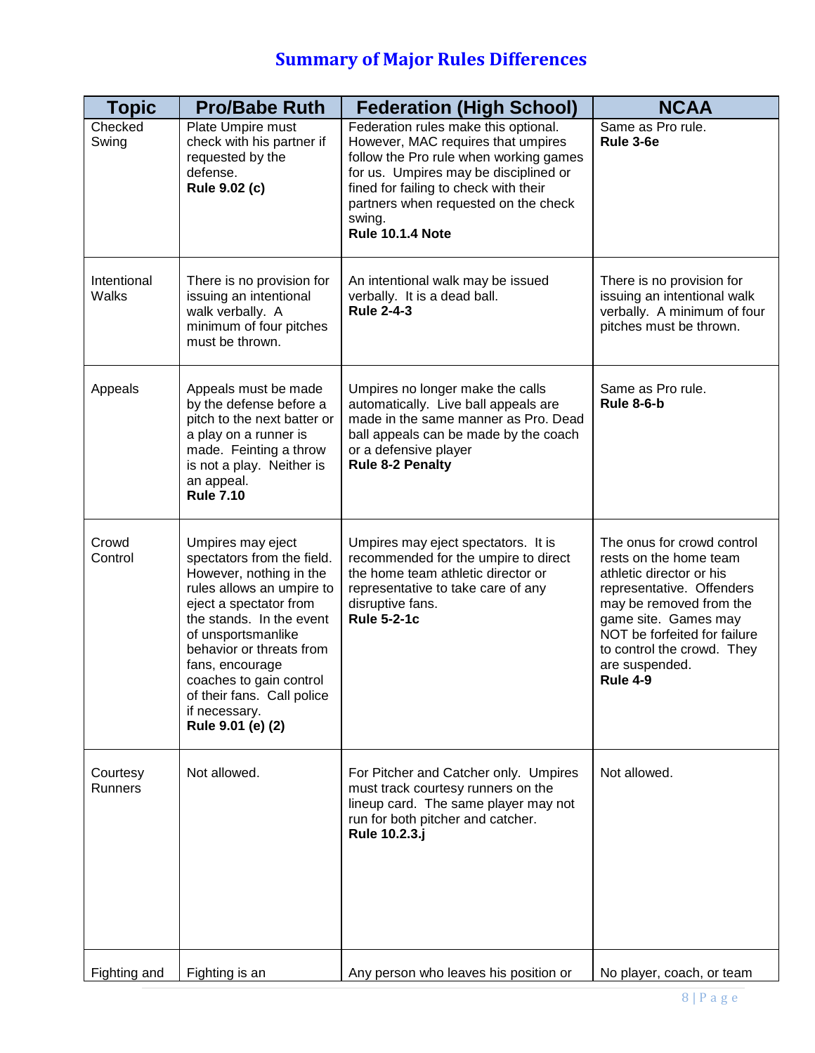# Summary of Major Rules Differences

| Topic | Pro/Babe Ruth | Federation (High School) | NCAA |
|---|---|---|---|
| Checked Swing | Plate Umpire must check with his partner if requested by the defense. **Rule 9.02 (c)** | Federation rules make this optional. However, MAC requires that umpires follow the Pro rule when working games for us. Umpires may be disciplined or fined for failing to check with their partners when requested on the check swing. **Rule 10.1.4 Note** | Same as Pro rule. **Rule 3-6e** |
| Intentional Walks | There is no provision for issuing an intentional walk verbally. A minimum of four pitches must be thrown. | An intentional walk may be issued verbally. It is a dead ball. **Rule 2-4-3** | There is no provision for issuing an intentional walk verbally. A minimum of four pitches must be thrown. |
| Appeals | Appeals must be made by the defense before a pitch to the next batter or a play on a runner is made. Feinting a throw is not a play. Neither is an appeal. **Rule 7.10** | Umpires no longer make the calls automatically. Live ball appeals are made in the same manner as Pro. Dead ball appeals can be made by the coach or a defensive player **Rule 8-2 Penalty** | Same as Pro rule. **Rule 8-6-b** |
| Crowd Control | Umpires may eject spectators from the field. However, nothing in the rules allows an umpire to eject a spectator from the stands. In the event of unsportsmanlike behavior or threats from fans, encourage coaches to gain control of their fans. Call police if necessary. **Rule 9.01 (e) (2)** | Umpires may eject spectators. It is recommended for the umpire to direct the home team athletic director or representative to take care of any disruptive fans. **Rule 5-2-1c** | The onus for crowd control rests on the home team athletic director or his representative. Offenders may be removed from the game site. Games may NOT be forfeited for failure to control the crowd. They are suspended. **Rule 4-9** |
| Courtesy Runners | Not allowed. | For Pitcher and Catcher only. Umpires must track courtesy runners on the lineup card. The same player may not run for both pitcher and catcher. **Rule 10.2.3.j** | Not allowed. |
| Fighting and | Fighting is an | Any person who leaves his position or | No player, coach, or team |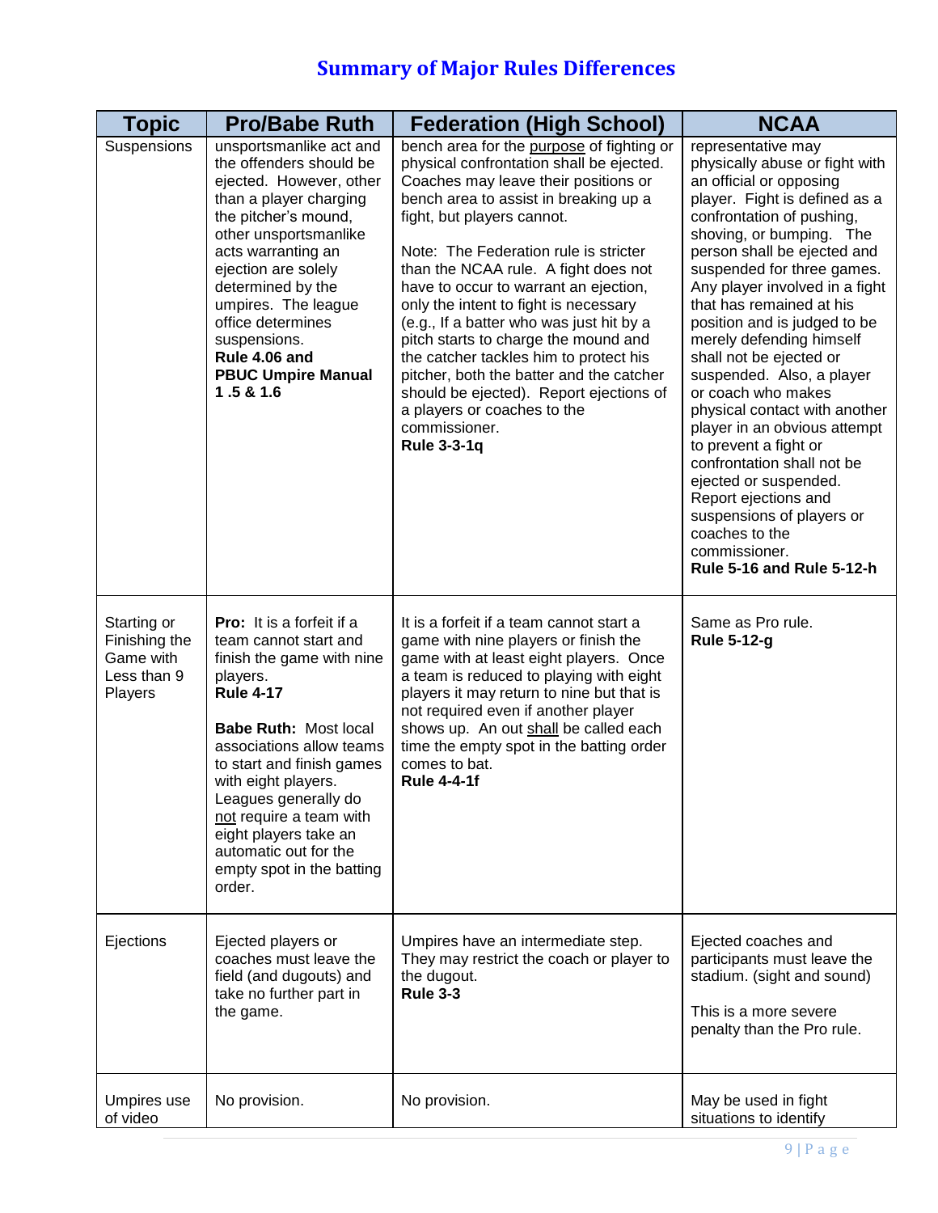# Summary of Major Rules Differences

| Topic | Pro/Babe Ruth | Federation (High School) | NCAA |
|---|---|---|---|
| Suspensions | unsportsmanlike act and the offenders should be ejected. However, other than a player charging the pitcher's mound, other unsportsmanlike acts warranting an ejection are solely determined by the umpires. The league office determines suspensions. **Rule 4.06 and PBUC Umpire Manual 1 .5 & 1.6** | bench area for the purpose of fighting or physical confrontation shall be ejected. Coaches may leave their positions or bench area to assist in breaking up a fight, but players cannot.<br><br>Note: The Federation rule is stricter than the NCAA rule. A fight does not have to occur to warrant an ejection, only the intent to fight is necessary (e.g., If a batter who was just hit by a pitch starts to charge the mound and the catcher tackles him to protect his pitcher, both the batter and the catcher should be ejected). Report ejections of a players or coaches to the commissioner. **Rule 3-3-1q** | representative may physically abuse or fight with an official or opposing player. Fight is defined as a confrontation of pushing, shoving, or bumping. The person shall be ejected and suspended for three games. Any player involved in a fight that has remained at his position and is judged to be merely defending himself shall not be ejected or suspended. Also, a player or coach who makes physical contact with another player in an obvious attempt to prevent a fight or confrontation shall not be ejected or suspended. Report ejections and suspensions of players or coaches to the commissioner. **Rule 5-16 and Rule 5-12-h** |
| Starting or Finishing the Game with Less than 9 Players | **Pro:** It is a forfeit if a team cannot start and finish the game with nine players. **Rule 4-17**<br><br>**Babe Ruth:** Most local associations allow teams to start and finish games with eight players. Leagues generally do not require a team with eight players take an automatic out for the empty spot in the batting order. | It is a forfeit if a team cannot start a game with nine players or finish the game with at least eight players. Once a team is reduced to playing with eight players it may return to nine but that is not required even if another player shows up. An out shall be called each time the empty spot in the batting order comes to bat. **Rule 4-4-1f** | Same as Pro rule. **Rule 5-12-g** |
| Ejections | Ejected players or coaches must leave the field (and dugouts) and take no further part in the game. | Umpires have an intermediate step. They may restrict the coach or player to the dugout. **Rule 3-3** | Ejected coaches and participants must leave the stadium. (sight and sound)<br><br>This is a more severe penalty than the Pro rule. |
| Umpires use of video | No provision. | No provision. | May be used in fight situations to identify |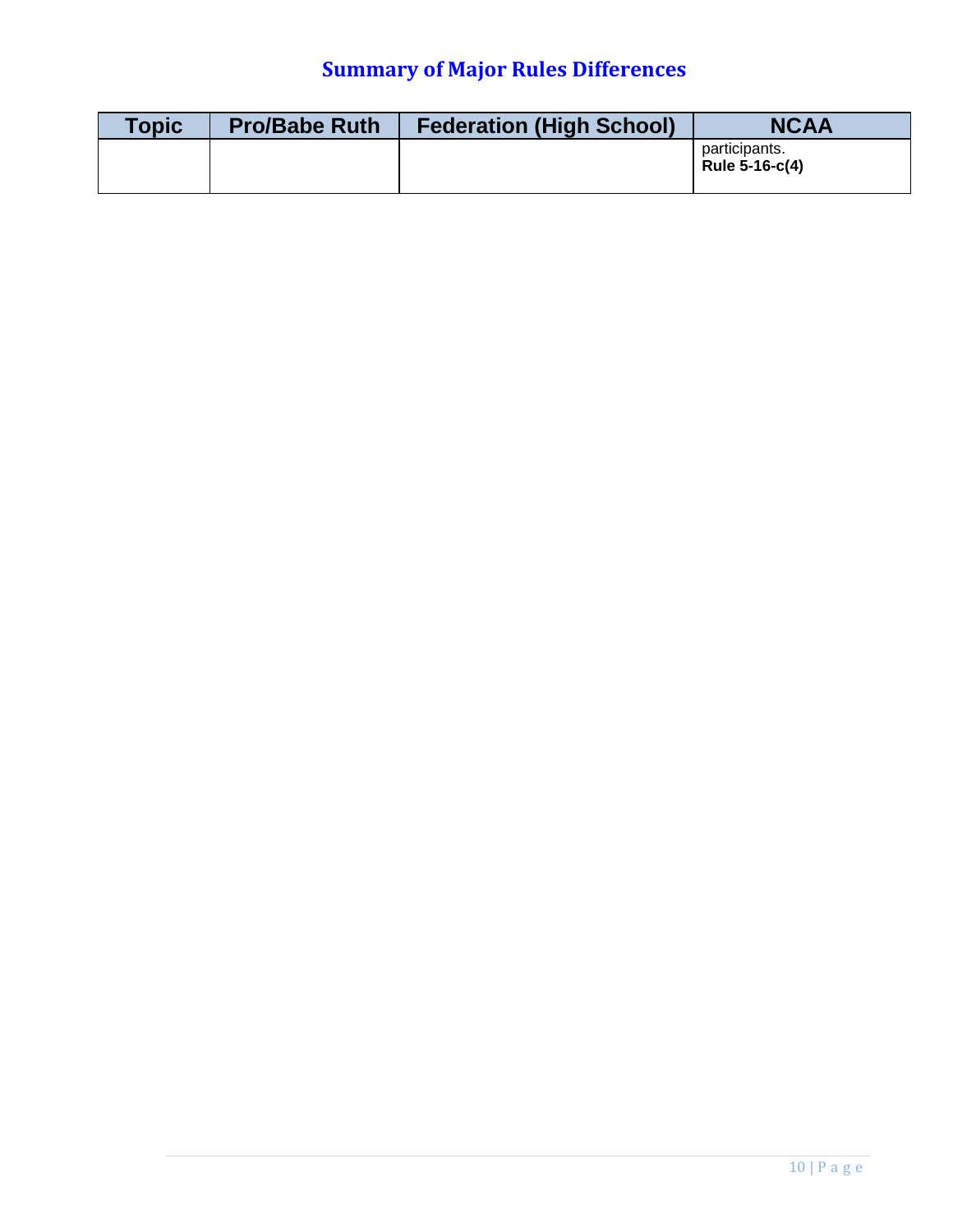# Summary of Major Rules Differences

| Topic | Pro/Babe Ruth | Federation (High School) | NCAA |
|---|---|---|---|
| | | | participants. **Rule 5-16-c(4)** |